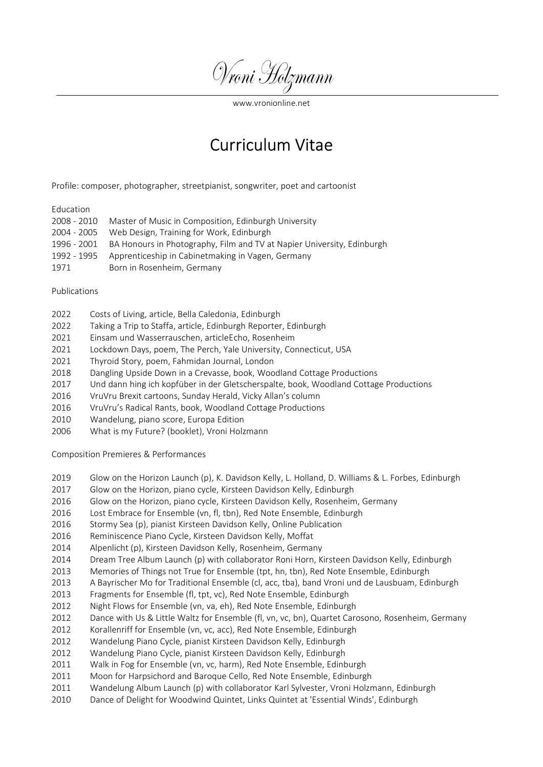# Vroni Holzmann

www.vronionline.net

## Curriculum Vitae

Profile: composer, photographer, streetpianist, songwriter, poet and cartoonist

Education

2008 - 2010 Master of Music in Composition, Edinburgh University
2004 - 2005 Web Design, Training for Work, Edinburgh
1996 - 2001 BA Honours in Photography, Film and TV at Napier University, Edinburgh
1992 - 1995 Apprenticeship in Cabinetmaking in Vagen, Germany
1971 Born in Rosenheim, Germany

Publications

2022 Costs of Living, article, Bella Caledonia, Edinburgh
2022 Taking a Trip to Staffa, article, Edinburgh Reporter, Edinburgh
2021 Einsam und Wasserrauschen, articleEcho, Rosenheim
2021 Lockdown Days, poem, The Perch, Yale University, Connecticut, USA
2021 Thyroid Story, poem, Fahmidan Journal, London
2018 Dangling Upside Down in a Crevasse, book, Woodland Cottage Productions
2017 Und dann hing ich kopfüber in der Gletscherspalte, book, Woodland Cottage Productions
2016 VruVru Brexit cartoons, Sunday Herald, Vicky Allan's column
2016 VruVru's Radical Rants, book, Woodland Cottage Productions
2010 Wandelung, piano score, Europa Edition
2006 What is my Future? (booklet), Vroni Holzmann

Composition Premieres & Performances

2019 Glow on the Horizon Launch (p), K. Davidson Kelly, L. Holland, D. Williams & L. Forbes, Edinburgh
2017 Glow on the Horizon, piano cycle, Kirsteen Davidson Kelly, Edinburgh
2016 Glow on the Horizon, piano cycle, Kirsteen Davidson Kelly, Rosenheim, Germany
2016 Lost Embrace for Ensemble (vn, fl, tbn), Red Note Ensemble, Edinburgh
2016 Stormy Sea (p), pianist Kirsteen Davidson Kelly, Online Publication
2016 Reminiscence Piano Cycle, Kirsteen Davidson Kelly, Moffat
2014 Alpenlicht (p), Kirsteen Davidson Kelly, Rosenheim, Germany
2014 Dream Tree Album Launch (p) with collaborator Roni Horn, Kirsteen Davidson Kelly, Edinburgh
2013 Memories of Things not True for Ensemble (tpt, hn, tbn), Red Note Ensemble, Edinburgh
2013 A Bayrischer Mo for Traditional Ensemble (cl, acc, tba), band Vroni und de Lausbuam, Edinburgh
2013 Fragments for Ensemble (fl, tpt, vc), Red Note Ensemble, Edinburgh
2012 Night Flows for Ensemble (vn, va, eh), Red Note Ensemble, Edinburgh
2012 Dance with Us & Little Waltz for Ensemble (fl, vn, vc, bn), Quartet Carosono, Rosenheim, Germany
2012 Korallenriff for Ensemble (vn, vc, acc), Red Note Ensemble, Edinburgh
2012 Wandelung Piano Cycle, pianist Kirsteen Davidson Kelly, Edinburgh
2012 Wandelung Piano Cycle, pianist Kirsteen Davidson Kelly, Edinburgh
2011 Walk in Fog for Ensemble (vn, vc, harm), Red Note Ensemble, Edinburgh
2011 Moon for Harpsichord and Baroque Cello, Red Note Ensemble, Edinburgh
2011 Wandelung Album Launch (p) with collaborator Karl Sylvester, Vroni Holzmann, Edinburgh
2010 Dance of Delight for Woodwind Quintet, Links Quintet at 'Essential Winds', Edinburgh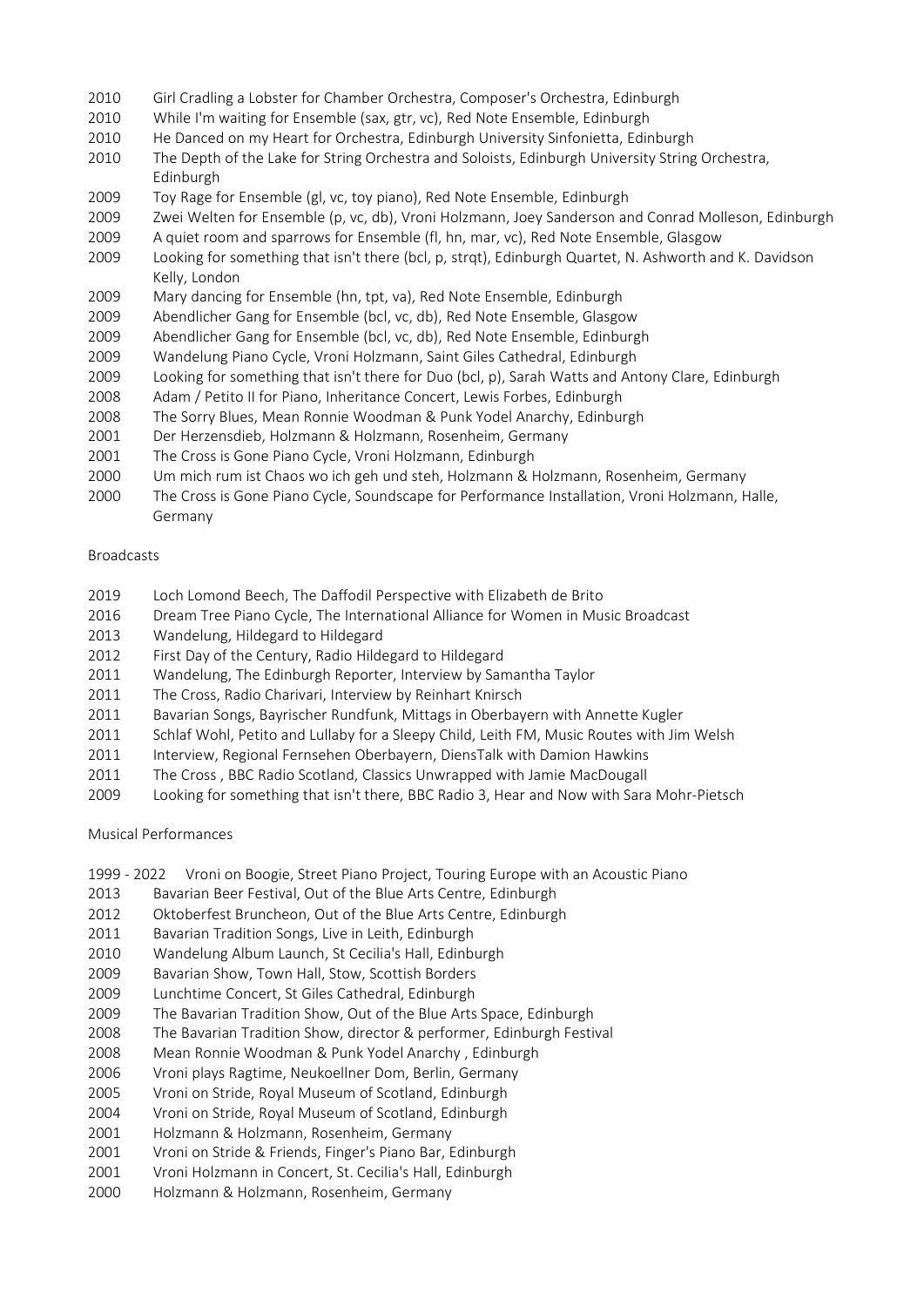2010 Girl Cradling a Lobster for Chamber Orchestra, Composer's Orchestra, Edinburgh
2010 While I'm waiting for Ensemble (sax, gtr, vc), Red Note Ensemble, Edinburgh
2010 He Danced on my Heart for Orchestra, Edinburgh University Sinfonietta, Edinburgh
2010 The Depth of the Lake for String Orchestra and Soloists, Edinburgh University String Orchestra, Edinburgh
2009 Toy Rage for Ensemble (gl, vc, toy piano), Red Note Ensemble, Edinburgh
2009 Zwei Welten for Ensemble (p, vc, db), Vroni Holzmann, Joey Sanderson and Conrad Molleson, Edinburgh
2009 A quiet room and sparrows for Ensemble (fl, hn, mar, vc), Red Note Ensemble, Glasgow
2009 Looking for something that isn't there (bcl, p, strqt), Edinburgh Quartet, N. Ashworth and K. Davidson Kelly, London
2009 Mary dancing for Ensemble (hn, tpt, va), Red Note Ensemble, Edinburgh
2009 Abendlicher Gang for Ensemble (bcl, vc, db), Red Note Ensemble, Glasgow
2009 Abendlicher Gang for Ensemble (bcl, vc, db), Red Note Ensemble, Edinburgh
2009 Wandelung Piano Cycle, Vroni Holzmann, Saint Giles Cathedral, Edinburgh
2009 Looking for something that isn't there for Duo (bcl, p), Sarah Watts and Antony Clare, Edinburgh
2008 Adam / Petito II for Piano, Inheritance Concert, Lewis Forbes, Edinburgh
2008 The Sorry Blues, Mean Ronnie Woodman & Punk Yodel Anarchy, Edinburgh
2001 Der Herzensdieb, Holzmann & Holzmann, Rosenheim, Germany
2001 The Cross is Gone Piano Cycle, Vroni Holzmann, Edinburgh
2000 Um mich rum ist Chaos wo ich geh und steh, Holzmann & Holzmann, Rosenheim, Germany
2000 The Cross is Gone Piano Cycle, Soundscape for Performance Installation, Vroni Holzmann, Halle, Germany

Broadcasts

2019 Loch Lomond Beech, The Daffodil Perspective with Elizabeth de Brito
2016 Dream Tree Piano Cycle, The International Alliance for Women in Music Broadcast
2013 Wandelung, Hildegard to Hildegard
2012 First Day of the Century, Radio Hildegard to Hildegard
2011 Wandelung, The Edinburgh Reporter, Interview by Samantha Taylor
2011 The Cross, Radio Charivari, Interview by Reinhart Knirsch
2011 Bavarian Songs, Bayrischer Rundfunk, Mittags in Oberbayern with Annette Kugler
2011 Schlaf Wohl, Petito and Lullaby for a Sleepy Child, Leith FM, Music Routes with Jim Welsh
2011 Interview, Regional Fernsehen Oberbayern, DiensTalk with Damion Hawkins
2011 The Cross , BBC Radio Scotland, Classics Unwrapped with Jamie MacDougall
2009 Looking for something that isn't there, BBC Radio 3, Hear and Now with Sara Mohr-Pietsch

Musical Performances

1999 - 2022 Vroni on Boogie, Street Piano Project, Touring Europe with an Acoustic Piano
2013 Bavarian Beer Festival, Out of the Blue Arts Centre, Edinburgh
2012 Oktoberfest Bruncheon, Out of the Blue Arts Centre, Edinburgh
2011 Bavarian Tradition Songs, Live in Leith, Edinburgh
2010 Wandelung Album Launch, St Cecilia's Hall, Edinburgh
2009 Bavarian Show, Town Hall, Stow, Scottish Borders
2009 Lunchtime Concert, St Giles Cathedral, Edinburgh
2009 The Bavarian Tradition Show, Out of the Blue Arts Space, Edinburgh
2008 The Bavarian Tradition Show, director & performer, Edinburgh Festival
2008 Mean Ronnie Woodman & Punk Yodel Anarchy , Edinburgh
2006 Vroni plays Ragtime, Neukoellner Dom, Berlin, Germany
2005 Vroni on Stride, Royal Museum of Scotland, Edinburgh
2004 Vroni on Stride, Royal Museum of Scotland, Edinburgh
2001 Holzmann & Holzmann, Rosenheim, Germany
2001 Vroni on Stride & Friends, Finger's Piano Bar, Edinburgh
2001 Vroni Holzmann in Concert, St. Cecilia's Hall, Edinburgh
2000 Holzmann & Holzmann, Rosenheim, Germany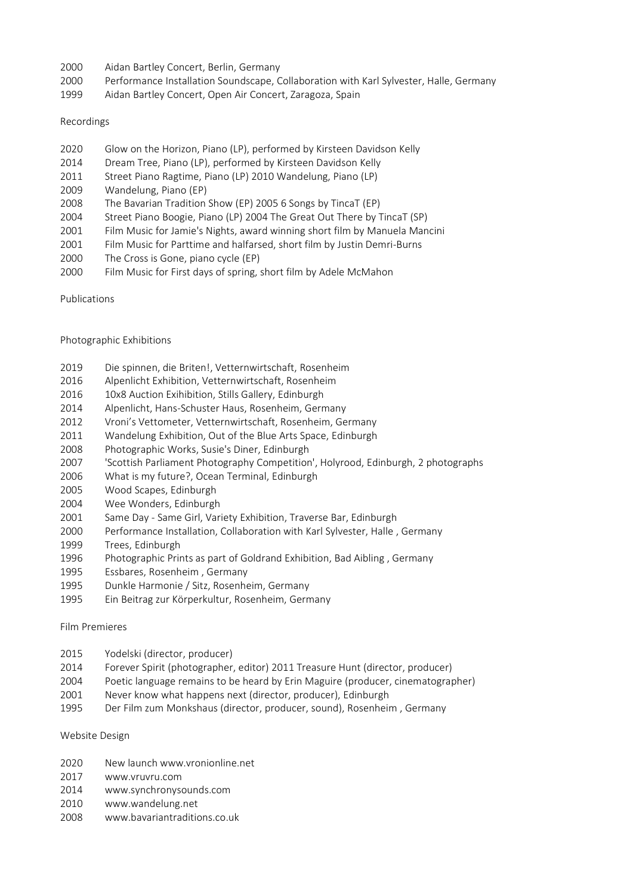2000 Aidan Bartley Concert, Berlin, Germany
2000 Performance Installation Soundscape, Collaboration with Karl Sylvester, Halle, Germany
1999 Aidan Bartley Concert, Open Air Concert, Zaragoza, Spain

## Recordings

2020 Glow on the Horizon, Piano (LP), performed by Kirsteen Davidson Kelly
2014 Dream Tree, Piano (LP), performed by Kirsteen Davidson Kelly
2011 Street Piano Ragtime, Piano (LP) 2010 Wandelung, Piano (LP)
2009 Wandelung, Piano (EP)
2008 The Bavarian Tradition Show (EP) 2005 6 Songs by TincaT (EP)
2004 Street Piano Boogie, Piano (LP) 2004 The Great Out There by TincaT (SP)
2001 Film Music for Jamie's Nights, award winning short film by Manuela Mancini
2001 Film Music for Parttime and halfarsed, short film by Justin Demri-Burns
2000 The Cross is Gone, piano cycle (EP)
2000 Film Music for First days of spring, short film by Adele McMahon

## Publications

## Photographic Exhibitions

2019 Die spinnen, die Briten!, Vetternwirtschaft, Rosenheim
2016 Alpenlicht Exhibition, Vetternwirtschaft, Rosenheim
2016 10x8 Auction Exihibition, Stills Gallery, Edinburgh
2014 Alpenlicht, Hans-Schuster Haus, Rosenheim, Germany
2012 Vroni's Vettometer, Vetternwirtschaft, Rosenheim, Germany
2011 Wandelung Exhibition, Out of the Blue Arts Space, Edinburgh
2008 Photographic Works, Susie's Diner, Edinburgh
2007 'Scottish Parliament Photography Competition', Holyrood, Edinburgh, 2 photographs
2006 What is my future?, Ocean Terminal, Edinburgh
2005 Wood Scapes, Edinburgh
2004 Wee Wonders, Edinburgh
2001 Same Day - Same Girl, Variety Exhibition, Traverse Bar, Edinburgh
2000 Performance Installation, Collaboration with Karl Sylvester, Halle , Germany
1999 Trees, Edinburgh
1996 Photographic Prints as part of Goldrand Exhibition, Bad Aibling , Germany
1995 Essbares, Rosenheim , Germany
1995 Dunkle Harmonie / Sitz, Rosenheim, Germany
1995 Ein Beitrag zur Körperkultur, Rosenheim, Germany

## Film Premieres

2015 Yodelski (director, producer)
2014 Forever Spirit (photographer, editor) 2011 Treasure Hunt (director, producer)
2004 Poetic language remains to be heard by Erin Maguire (producer, cinematographer)
2001 Never know what happens next (director, producer), Edinburgh
1995 Der Film zum Monkshaus (director, producer, sound), Rosenheim , Germany

## Website Design

2020 New launch www.vronionline.net
2017 www.vruvru.com
2014 www.synchronysounds.com
2010 www.wandelung.net
2008 www.bavariantraditions.co.uk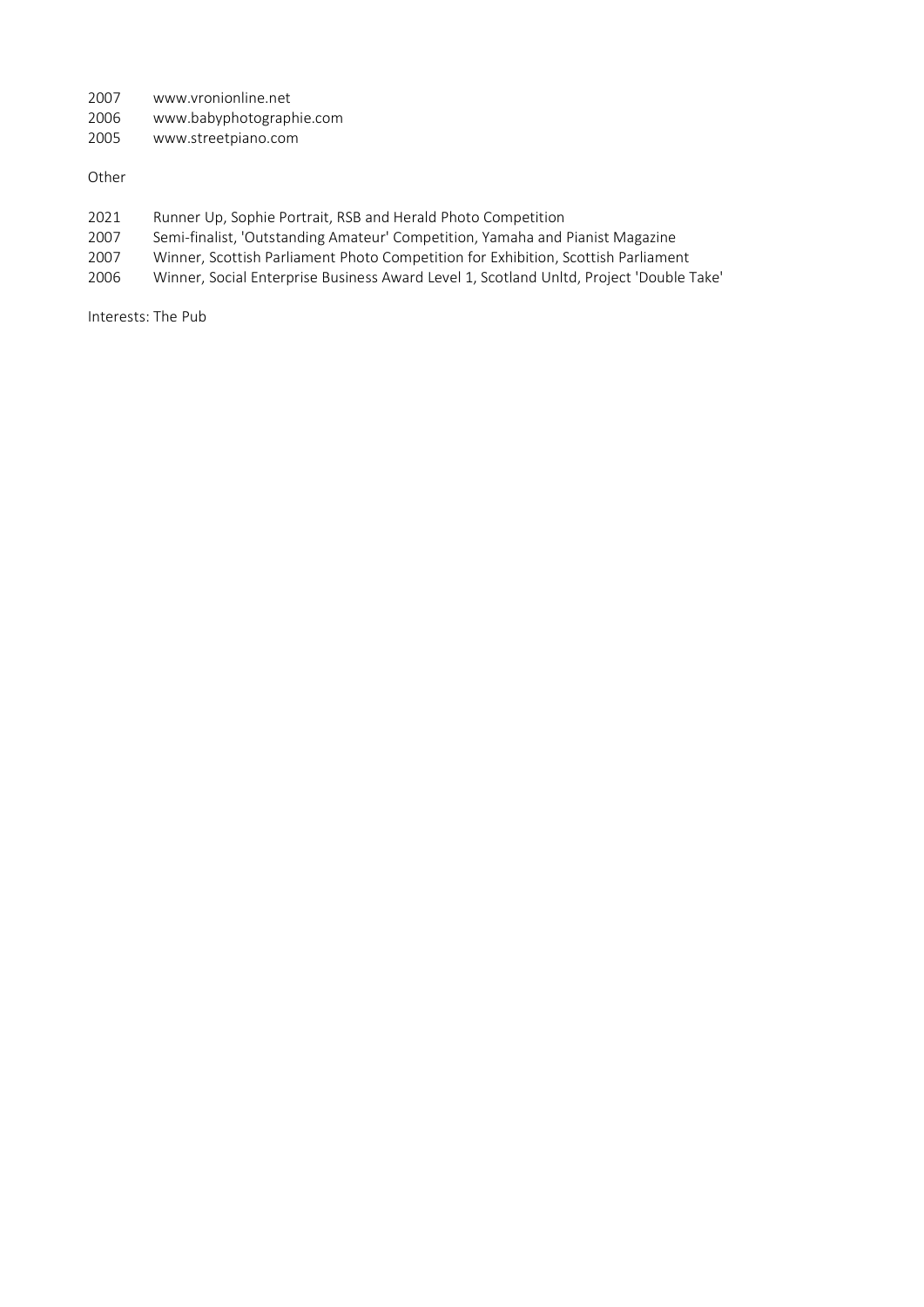2007 www.vronionline.net
2006 www.babyphotographie.com
2005 www.streetpiano.com

Other

2021 Runner Up, Sophie Portrait, RSB and Herald Photo Competition
2007 Semi-finalist, 'Outstanding Amateur' Competition, Yamaha and Pianist Magazine
2007 Winner, Scottish Parliament Photo Competition for Exhibition, Scottish Parliament
2006 Winner, Social Enterprise Business Award Level 1, Scotland Unltd, Project 'Double Take'

Interests: The Pub